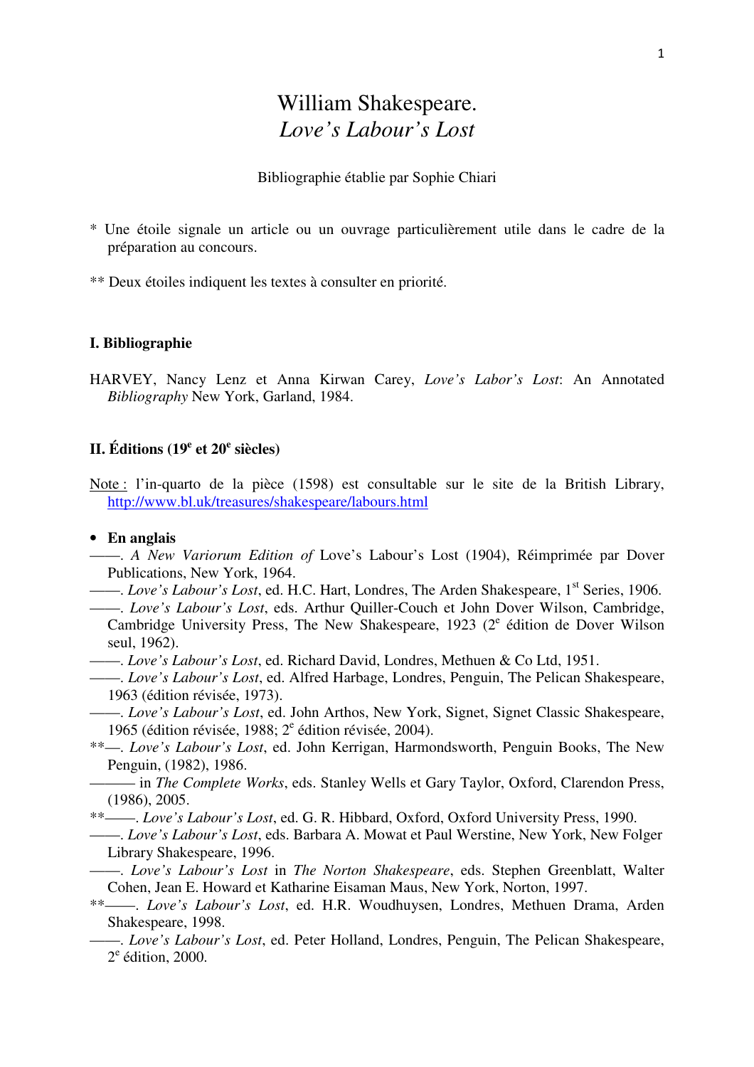# William Shakespeare.
# *Love's Labour's Lost*

Bibliographie établie par Sophie Chiari

\* Une étoile signale un article ou un ouvrage particulièrement utile dans le cadre de la préparation au concours.

\*\* Deux étoiles indiquent les textes à consulter en priorité.

## I. Bibliographie

HARVEY, Nancy Lenz et Anna Kirwan Carey, *Love's Labor's Lost*: An Annotated *Bibliography* New York, Garland, 1984.

## II. Éditions (19e et 20e siècles)

Note : l'in-quarto de la pièce (1598) est consultable sur le site de la British Library, http://www.bl.uk/treasures/shakespeare/labours.html

- **En anglais**

——. *A New Variorum Edition of* Love's Labour's Lost (1904), Réimprimée par Dover Publications, New York, 1964.

——. *Love's Labour's Lost*, ed. H.C. Hart, Londres, The Arden Shakespeare, 1st Series, 1906.

——. *Love's Labour's Lost*, eds. Arthur Quiller-Couch et John Dover Wilson, Cambridge, Cambridge University Press, The New Shakespeare, 1923 (2e édition de Dover Wilson seul, 1962).

——. *Love's Labour's Lost*, ed. Richard David, Londres, Methuen & Co Ltd, 1951.

——. *Love's Labour's Lost*, ed. Alfred Harbage, Londres, Penguin, The Pelican Shakespeare, 1963 (édition révisée, 1973).

——. *Love's Labour's Lost*, ed. John Arthos, New York, Signet, Signet Classic Shakespeare, 1965 (édition révisée, 1988; 2e édition révisée, 2004).

\*\*—. *Love's Labour's Lost*, ed. John Kerrigan, Harmondsworth, Penguin Books, The New Penguin, (1982), 1986.

——— in *The Complete Works*, eds. Stanley Wells et Gary Taylor, Oxford, Clarendon Press, (1986), 2005.

\*\*——. *Love's Labour's Lost*, ed. G. R. Hibbard, Oxford, Oxford University Press, 1990.

——. *Love's Labour's Lost*, eds. Barbara A. Mowat et Paul Werstine, New York, New Folger Library Shakespeare, 1996.

——. *Love's Labour's Lost* in *The Norton Shakespeare*, eds. Stephen Greenblatt, Walter Cohen, Jean E. Howard et Katharine Eisaman Maus, New York, Norton, 1997.

\*\*——. *Love's Labour's Lost*, ed. H.R. Woudhuysen, Londres, Methuen Drama, Arden Shakespeare, 1998.

——. *Love's Labour's Lost*, ed. Peter Holland, Londres, Penguin, The Pelican Shakespeare, 2e édition, 2000.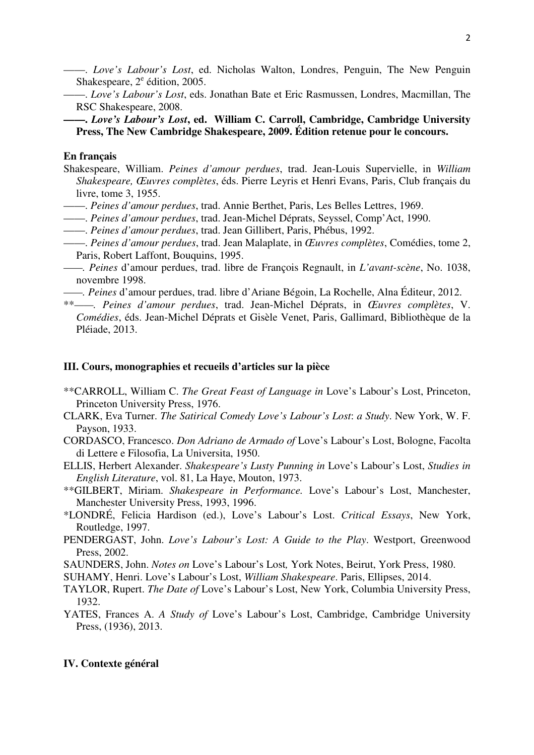——. *Love's Labour's Lost*, ed. Nicholas Walton, Londres, Penguin, The New Penguin Shakespeare, 2[e] édition, 2005.

——. *Love's Labour's Lost*, eds. Jonathan Bate et Eric Rasmussen, Londres, Macmillan, The RSC Shakespeare, 2008.

**——. *Love's Labour's Lost*, ed. William C. Carroll, Cambridge, Cambridge University Press, The New Cambridge Shakespeare, 2009. Édition retenue pour le concours.**

**En français**

Shakespeare, William. *Peines d'amour perdues*, trad. Jean-Louis Supervielle, in *William Shakespeare, Œuvres complètes*, éds. Pierre Leyris et Henri Evans, Paris, Club français du livre, tome 3, 1955.

——. *Peines d'amour perdues*, trad. Annie Berthet, Paris, Les Belles Lettres, 1969.

——. *Peines d'amour perdues*, trad. Jean-Michel Déprats, Seyssel, Comp'Act, 1990.

——. *Peines d'amour perdues*, trad. Jean Gillibert, Paris, Phébus, 1992.

——. *Peines d'amour perdues*, trad. Jean Malaplate, in *Œuvres complètes*, Comédies, tome 2, Paris, Robert Laffont, Bouquins, 1995.

——. *Peines* d'amour perdues, trad. libre de François Regnault, in *L'avant-scène*, No. 1038, novembre 1998.

——. *Peines* d'amour perdues, trad. libre d'Ariane Bégoin, La Rochelle, Alna Éditeur, 2012.

**——. *Peines d'amour perdues*, trad. Jean-Michel Déprats, in *Œuvres complètes*, V. *Comédies*, éds. Jean-Michel Déprats et Gisèle Venet, Paris, Gallimard, Bibliothèque de la Pléiade, 2013.

### III. Cours, monographies et recueils d'articles sur la pièce

**CARROLL, William C. *The Great Feast of Language in* Love's Labour's Lost, Princeton, Princeton University Press, 1976.

CLARK, Eva Turner. *The Satirical Comedy Love's Labour's Lost*: *a Study*. New York, W. F. Payson, 1933.

CORDASCO, Francesco. *Don Adriano de Armado of* Love's Labour's Lost, Bologne, Facolta di Lettere e Filosofia, La Universita, 1950.

ELLIS, Herbert Alexander. *Shakespeare's Lusty Punning in* Love's Labour's Lost, *Studies in English Literature*, vol. 81, La Haye, Mouton, 1973.

**GILBERT, Miriam. *Shakespeare in Performance.* Love's Labour's Lost, Manchester, Manchester University Press, 1993, 1996.

*LONDRÉ, Felicia Hardison (ed.), Love's Labour's Lost. *Critical Essays*, New York, Routledge, 1997.

PENDERGAST, John. *Love's Labour's Lost: A Guide to the Play*. Westport, Greenwood Press, 2002.

SAUNDERS, John. *Notes on* Love's Labour's Lost*,* York Notes, Beirut, York Press, 1980.

SUHAMY, Henri. Love's Labour's Lost, *William Shakespeare*. Paris, Ellipses, 2014.

TAYLOR, Rupert. *The Date of* Love's Labour's Lost, New York, Columbia University Press, 1932.

YATES, Frances A. *A Study of* Love's Labour's Lost, Cambridge, Cambridge University Press, (1936), 2013.

### IV. Contexte général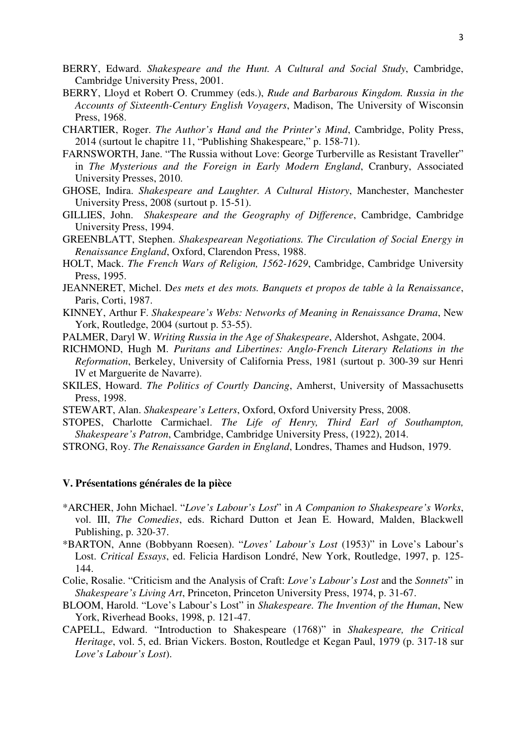BERRY, Edward. *Shakespeare and the Hunt. A Cultural and Social Study*, Cambridge, Cambridge University Press, 2001.

BERRY, Lloyd et Robert O. Crummey (eds.), *Rude and Barbarous Kingdom. Russia in the Accounts of Sixteenth-Century English Voyagers*, Madison, The University of Wisconsin Press, 1968.

CHARTIER, Roger. *The Author's Hand and the Printer's Mind*, Cambridge, Polity Press, 2014 (surtout le chapitre 11, "Publishing Shakespeare," p. 158-71).

FARNSWORTH, Jane. "The Russia without Love: George Turberville as Resistant Traveller" in *The Mysterious and the Foreign in Early Modern England*, Cranbury, Associated University Presses, 2010.

GHOSE, Indira. *Shakespeare and Laughter. A Cultural History*, Manchester, Manchester University Press, 2008 (surtout p. 15-51).

GILLIES, John. *Shakespeare and the Geography of Difference*, Cambridge, Cambridge University Press, 1994.

GREENBLATT, Stephen. *Shakespearean Negotiations. The Circulation of Social Energy in Renaissance England*, Oxford, Clarendon Press, 1988.

HOLT, Mack. *The French Wars of Religion, 1562-1629*, Cambridge, Cambridge University Press, 1995.

JEANNERET, Michel. D*es mets et des mots. Banquets et propos de table à la Renaissance*, Paris, Corti, 1987.

KINNEY, Arthur F. *Shakespeare's Webs: Networks of Meaning in Renaissance Drama*, New York, Routledge, 2004 (surtout p. 53-55).

PALMER, Daryl W. *Writing Russia in the Age of Shakespeare*, Aldershot, Ashgate, 2004.

RICHMOND, Hugh M. *Puritans and Libertines: Anglo-French Literary Relations in the Reformation*, Berkeley, University of California Press, 1981 (surtout p. 300-39 sur Henri IV et Marguerite de Navarre).

SKILES, Howard. *The Politics of Courtly Dancing*, Amherst, University of Massachusetts Press, 1998.

STEWART, Alan. *Shakespeare's Letters*, Oxford, Oxford University Press, 2008.

STOPES, Charlotte Carmichael. *The Life of Henry, Third Earl of Southampton, Shakespeare's Patron*, Cambridge, Cambridge University Press, (1922), 2014.

STRONG, Roy. *The Renaissance Garden in England*, Londres, Thames and Hudson, 1979.

### V. Présentations générales de la pièce

*ARCHER, John Michael. "*Love's Labour's Lost*" in *A Companion to Shakespeare's Works*, vol. III, *The Comedies*, eds. Richard Dutton et Jean E. Howard, Malden, Blackwell Publishing, p. 320-37.

*BARTON, Anne (Bobbyann Roesen). "*Loves' Labour's Lost* (1953)" in Love's Labour's Lost. *Critical Essays*, ed. Felicia Hardison Londré, New York, Routledge, 1997, p. 125-144.

Colie, Rosalie. "Criticism and the Analysis of Craft: *Love's Labour's Lost* and the *Sonnets*" in *Shakespeare's Living Art*, Princeton, Princeton University Press, 1974, p. 31-67.

BLOOM, Harold. "Love's Labour's Lost" in *Shakespeare. The Invention of the Human*, New York, Riverhead Books, 1998, p. 121-47.

CAPELL, Edward. "Introduction to Shakespeare (1768)" in *Shakespeare, the Critical Heritage*, vol. 5, ed. Brian Vickers. Boston, Routledge et Kegan Paul, 1979 (p. 317-18 sur *Love's Labour's Lost*).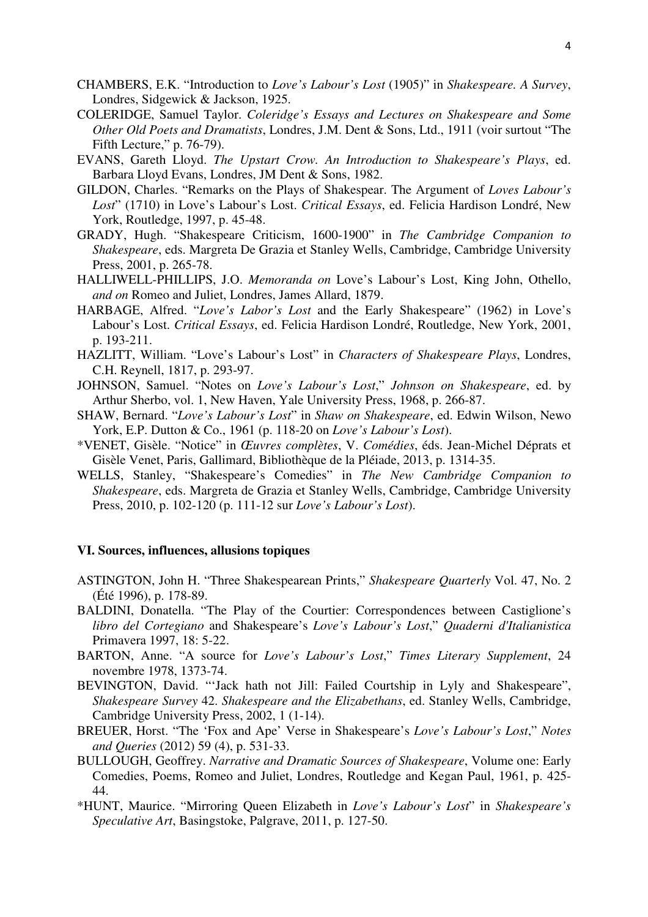CHAMBERS, E.K. "Introduction to *Love's Labour's Lost* (1905)" in *Shakespeare. A Survey*, Londres, Sidgewick & Jackson, 1925.

COLERIDGE, Samuel Taylor. *Coleridge's Essays and Lectures on Shakespeare and Some Other Old Poets and Dramatists*, Londres, J.M. Dent & Sons, Ltd., 1911 (voir surtout "The Fifth Lecture," p. 76-79).

EVANS, Gareth Lloyd. *The Upstart Crow. An Introduction to Shakespeare's Plays*, ed. Barbara Lloyd Evans, Londres, JM Dent & Sons, 1982.

GILDON, Charles. "Remarks on the Plays of Shakespear. The Argument of *Loves Labour's Lost*" (1710) in Love's Labour's Lost. *Critical Essays*, ed. Felicia Hardison Londré, New York, Routledge, 1997, p. 45-48.

GRADY, Hugh. "Shakespeare Criticism, 1600-1900" in *The Cambridge Companion to Shakespeare*, eds. Margreta De Grazia et Stanley Wells, Cambridge, Cambridge University Press, 2001, p. 265-78.

HALLIWELL-PHILLIPS, J.O. *Memoranda on* Love's Labour's Lost, King John, Othello, *and on* Romeo and Juliet, Londres, James Allard, 1879.

HARBAGE, Alfred. "*Love's Labor's Lost* and the Early Shakespeare" (1962) in Love's Labour's Lost. *Critical Essays*, ed. Felicia Hardison Londré, Routledge, New York, 2001, p. 193-211.

HAZLITT, William. "Love's Labour's Lost" in *Characters of Shakespeare Plays*, Londres, C.H. Reynell, 1817, p. 293-97.

JOHNSON, Samuel. "Notes on *Love's Labour's Lost*," *Johnson on Shakespeare*, ed. by Arthur Sherbo, vol. 1, New Haven, Yale University Press, 1968, p. 266-87.

SHAW, Bernard. "*Love's Labour's Lost*" in *Shaw on Shakespeare*, ed. Edwin Wilson, Newo York, E.P. Dutton & Co., 1961 (p. 118-20 on *Love's Labour's Lost*).

*VENET, Gisèle. "Notice" in *Œuvres complètes*, V. *Comédies*, éds. Jean-Michel Déprats et Gisèle Venet, Paris, Gallimard, Bibliothèque de la Pléiade, 2013, p. 1314-35.

WELLS, Stanley, "Shakespeare's Comedies" in *The New Cambridge Companion to Shakespeare*, eds. Margreta de Grazia et Stanley Wells, Cambridge, Cambridge University Press, 2010, p. 102-120 (p. 111-12 sur *Love's Labour's Lost*).

### VI. Sources, influences, allusions topiques

ASTINGTON, John H. "Three Shakespearean Prints," *Shakespeare Quarterly* Vol. 47, No. 2 (Été 1996), p. 178-89.

BALDINI, Donatella. "The Play of the Courtier: Correspondences between Castiglione's *libro del Cortegiano* and Shakespeare's *Love's Labour's Lost*," *Quaderni d'Italianistica* Primavera 1997, 18: 5-22.

BARTON, Anne. "A source for *Love's Labour's Lost*," *Times Literary Supplement*, 24 novembre 1978, 1373-74.

BEVINGTON, David. "'Jack hath not Jill: Failed Courtship in Lyly and Shakespeare", *Shakespeare Survey* 42. *Shakespeare and the Elizabethans*, ed. Stanley Wells, Cambridge, Cambridge University Press, 2002, 1 (1-14).

BREUER, Horst. "The 'Fox and Ape' Verse in Shakespeare's *Love's Labour's Lost*," *Notes and Queries* (2012) 59 (4), p. 531-33.

BULLOUGH, Geoffrey. *Narrative and Dramatic Sources of Shakespeare*, Volume one: Early Comedies, Poems, Romeo and Juliet, Londres, Routledge and Kegan Paul, 1961, p. 425-44.

*HUNT, Maurice. "Mirroring Queen Elizabeth in *Love's Labour's Lost*" in *Shakespeare's Speculative Art*, Basingstoke, Palgrave, 2011, p. 127-50.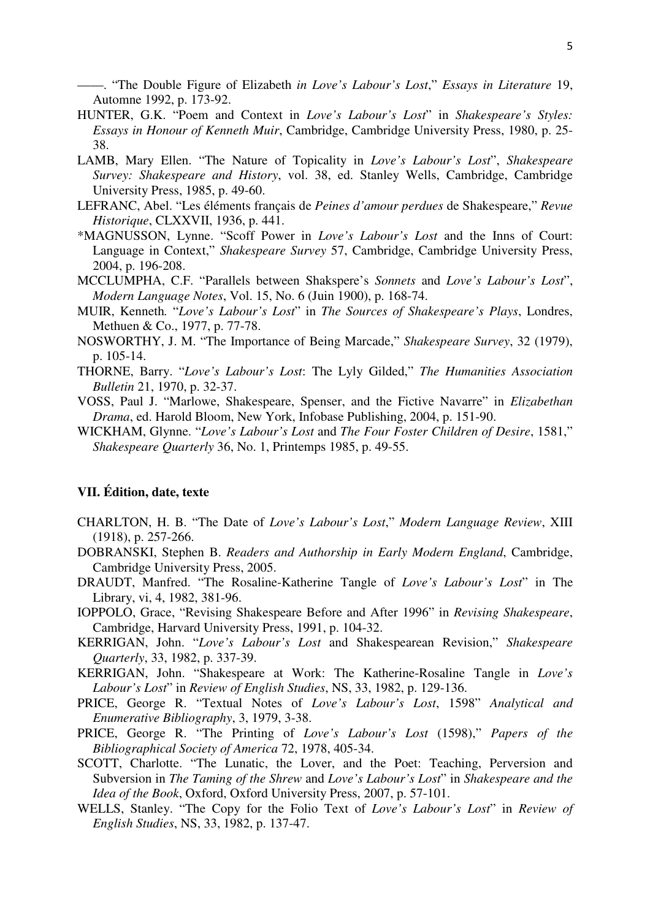——. "The Double Figure of Elizabeth *in Love's Labour's Lost*," *Essays in Literature* 19, Automne 1992, p. 173-92.

HUNTER, G.K. "Poem and Context in *Love's Labour's Lost*" in *Shakespeare's Styles: Essays in Honour of Kenneth Muir*, Cambridge, Cambridge University Press, 1980, p. 25-38.

LAMB, Mary Ellen. "The Nature of Topicality in *Love's Labour's Lost*", *Shakespeare Survey: Shakespeare and History*, vol. 38, ed. Stanley Wells, Cambridge, Cambridge University Press, 1985, p. 49-60.

LEFRANC, Abel. "Les éléments français de *Peines d'amour perdues* de Shakespeare," *Revue Historique*, CLXXVII, 1936, p. 441.

*MAGNUSSON, Lynne. "Scoff Power in *Love's Labour's Lost* and the Inns of Court: Language in Context," *Shakespeare Survey* 57, Cambridge, Cambridge University Press, 2004, p. 196-208.

MCCLUMPHA, C.F. "Parallels between Shakspere's *Sonnets* and *Love's Labour's Lost*", *Modern Language Notes*, Vol. 15, No. 6 (Juin 1900), p. 168-74.

MUIR, Kenneth. "*Love's Labour's Lost*" in *The Sources of Shakespeare's Plays*, Londres, Methuen & Co., 1977, p. 77-78.

NOSWORTHY, J. M. "The Importance of Being Marcade," *Shakespeare Survey*, 32 (1979), p. 105-14.

THORNE, Barry. "*Love's Labour's Lost*: The Lyly Gilded," *The Humanities Association Bulletin* 21, 1970, p. 32-37.

VOSS, Paul J. "Marlowe, Shakespeare, Spenser, and the Fictive Navarre" in *Elizabethan Drama*, ed. Harold Bloom, New York, Infobase Publishing, 2004, p. 151-90.

WICKHAM, Glynne. "*Love's Labour's Lost* and *The Four Foster Children of Desire*, 1581," *Shakespeare Quarterly* 36, No. 1, Printemps 1985, p. 49-55.

## VII. Édition, date, texte

CHARLTON, H. B. "The Date of *Love's Labour's Lost*," *Modern Language Review*, XIII (1918), p. 257-266.

DOBRANSKI, Stephen B. *Readers and Authorship in Early Modern England*, Cambridge, Cambridge University Press, 2005.

DRAUDT, Manfred. "The Rosaline-Katherine Tangle of *Love's Labour's Lost*" in The Library, vi, 4, 1982, 381-96.

IOPPOLO, Grace, "Revising Shakespeare Before and After 1996" in *Revising Shakespeare*, Cambridge, Harvard University Press, 1991, p. 104-32.

KERRIGAN, John. "*Love's Labour's Lost* and Shakespearean Revision," *Shakespeare Quarterly*, 33, 1982, p. 337-39.

KERRIGAN, John. "Shakespeare at Work: The Katherine-Rosaline Tangle in *Love's Labour's Lost*" in *Review of English Studies*, NS, 33, 1982, p. 129-136.

PRICE, George R. "Textual Notes of *Love's Labour's Lost*, 1598" *Analytical and Enumerative Bibliography*, 3, 1979, 3-38.

PRICE, George R. "The Printing of *Love's Labour's Lost* (1598)," *Papers of the Bibliographical Society of America* 72, 1978, 405-34.

SCOTT, Charlotte. "The Lunatic, the Lover, and the Poet: Teaching, Perversion and Subversion in *The Taming of the Shrew* and *Love's Labour's Lost*" in *Shakespeare and the Idea of the Book*, Oxford, Oxford University Press, 2007, p. 57-101.

WELLS, Stanley. "The Copy for the Folio Text of *Love's Labour's Lost*" in *Review of English Studies*, NS, 33, 1982, p. 137-47.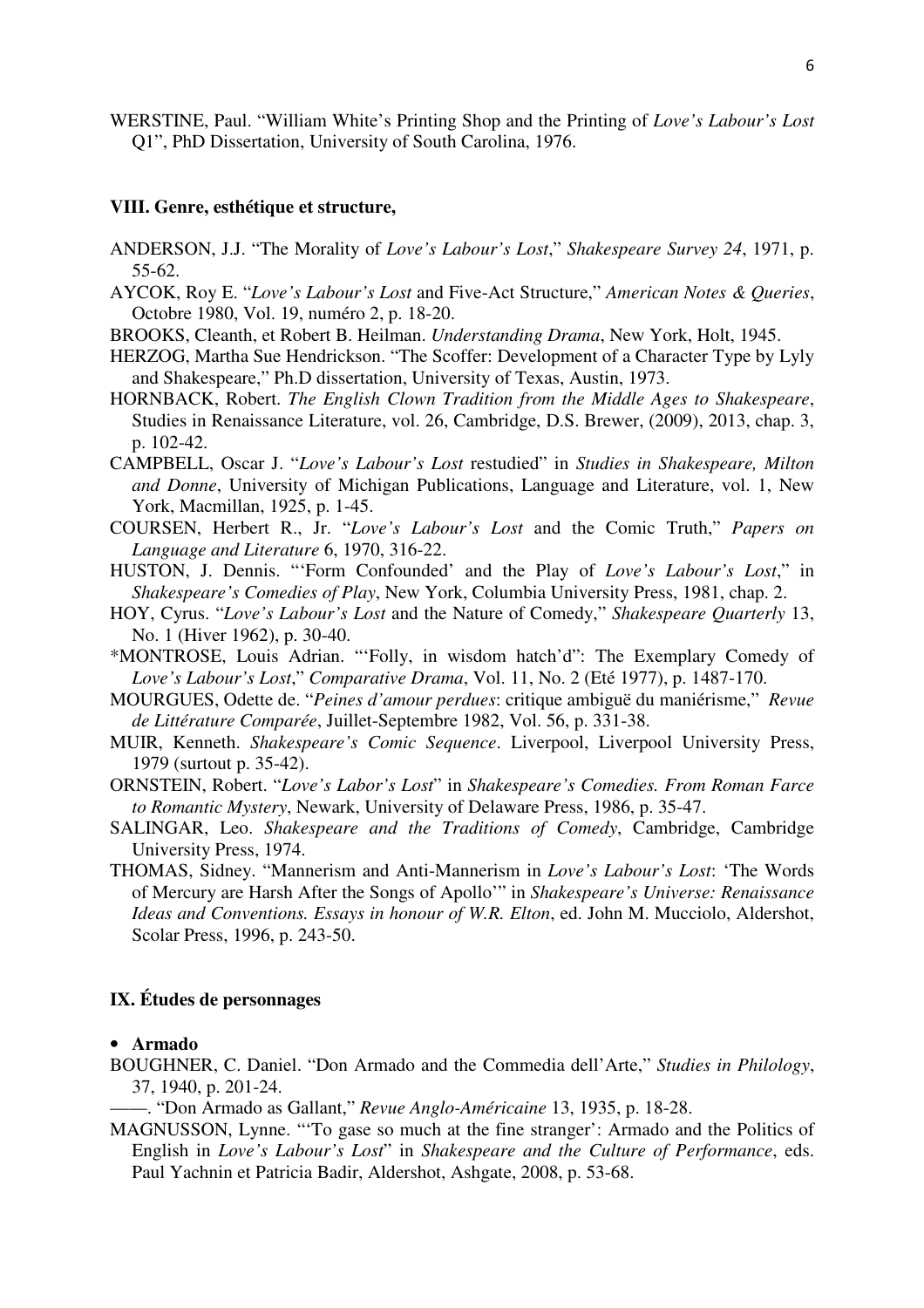WERSTINE, Paul. "William White's Printing Shop and the Printing of *Love's Labour's Lost* Q1", PhD Dissertation, University of South Carolina, 1976.

## VIII. Genre, esthétique et structure,

ANDERSON, J.J. "The Morality of *Love's Labour's Lost*," *Shakespeare Survey 24*, 1971, p. 55-62.

AYCOK, Roy E. "*Love's Labour's Lost* and Five-Act Structure," *American Notes & Queries*, Octobre 1980, Vol. 19, numéro 2, p. 18-20.

BROOKS, Cleanth, et Robert B. Heilman. *Understanding Drama*, New York, Holt, 1945.

HERZOG, Martha Sue Hendrickson. "The Scoffer: Development of a Character Type by Lyly and Shakespeare," Ph.D dissertation, University of Texas, Austin, 1973.

HORNBACK, Robert. *The English Clown Tradition from the Middle Ages to Shakespeare*, Studies in Renaissance Literature, vol. 26, Cambridge, D.S. Brewer, (2009), 2013, chap. 3, p. 102-42.

CAMPBELL, Oscar J. "*Love's Labour's Lost* restudied" in *Studies in Shakespeare, Milton and Donne*, University of Michigan Publications, Language and Literature, vol. 1, New York, Macmillan, 1925, p. 1-45.

COURSEN, Herbert R., Jr. "*Love's Labour's Lost* and the Comic Truth," *Papers on Language and Literature* 6, 1970, 316-22.

HUSTON, J. Dennis. "'Form Confounded' and the Play of *Love's Labour's Lost*," in *Shakespeare's Comedies of Play*, New York, Columbia University Press, 1981, chap. 2.

HOY, Cyrus. "*Love's Labour's Lost* and the Nature of Comedy," *Shakespeare Quarterly* 13, No. 1 (Hiver 1962), p. 30-40.

*MONTROSE, Louis Adrian. "'Folly, in wisdom hatch'd": The Exemplary Comedy of *Love's Labour's Lost*," *Comparative Drama*, Vol. 11, No. 2 (Eté 1977), p. 1487-170.

MOURGUES, Odette de. "*Peines d'amour perdues*: critique ambiguë du maniérisme," *Revue de Littérature Comparée*, Juillet-Septembre 1982, Vol. 56, p. 331-38.

MUIR, Kenneth. *Shakespeare's Comic Sequence*. Liverpool, Liverpool University Press, 1979 (surtout p. 35-42).

ORNSTEIN, Robert. "*Love's Labor's Lost*" in *Shakespeare's Comedies. From Roman Farce to Romantic Mystery*, Newark, University of Delaware Press, 1986, p. 35-47.

SALINGAR, Leo. *Shakespeare and the Traditions of Comedy*, Cambridge, Cambridge University Press, 1974.

THOMAS, Sidney. "Mannerism and Anti-Mannerism in *Love's Labour's Lost*: 'The Words of Mercury are Harsh After the Songs of Apollo'" in *Shakespeare's Universe: Renaissance Ideas and Conventions. Essays in honour of W.R. Elton*, ed. John M. Mucciolo, Aldershot, Scolar Press, 1996, p. 243-50.

## IX. Études de personnages

- **Armado**

BOUGHNER, C. Daniel. "Don Armado and the Commedia dell'Arte," *Studies in Philology*, 37, 1940, p. 201-24.

——. "Don Armado as Gallant," *Revue Anglo-Américaine* 13, 1935, p. 18-28.

MAGNUSSON, Lynne. "'To gase so much at the fine stranger': Armado and the Politics of English in *Love's Labour's Lost*" in *Shakespeare and the Culture of Performance*, eds. Paul Yachnin et Patricia Badir, Aldershot, Ashgate, 2008, p. 53-68.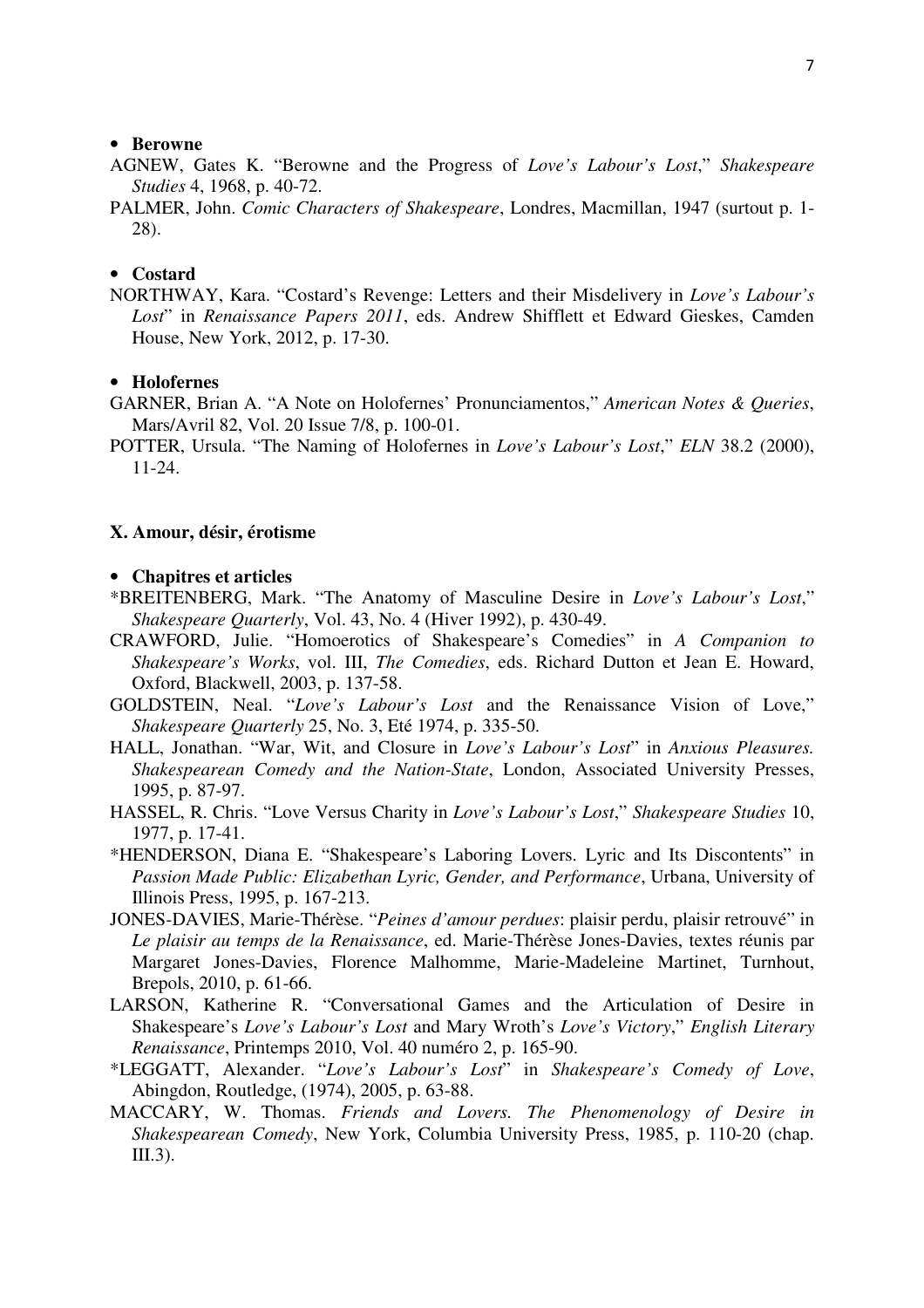- **Berowne**

AGNEW, Gates K. "Berowne and the Progress of *Love's Labour's Lost*," *Shakespeare Studies* 4, 1968, p. 40-72.

PALMER, John. *Comic Characters of Shakespeare*, Londres, Macmillan, 1947 (surtout p. 1-28).

- **Costard**

NORTHWAY, Kara. "Costard's Revenge: Letters and their Misdelivery in *Love's Labour's Lost*" in *Renaissance Papers 2011*, eds. Andrew Shifflett et Edward Gieskes, Camden House, New York, 2012, p. 17-30.

- **Holofernes**

GARNER, Brian A. "A Note on Holofernes' Pronunciamentos," *American Notes & Queries*, Mars/Avril 82, Vol. 20 Issue 7/8, p. 100-01.

POTTER, Ursula. "The Naming of Holofernes in *Love's Labour's Lost*," *ELN* 38.2 (2000), 11-24.

## X. Amour, désir, érotisme

- **Chapitres et articles**

*BREITENBERG, Mark. "The Anatomy of Masculine Desire in *Love's Labour's Lost*," *Shakespeare Quarterly*, Vol. 43, No. 4 (Hiver 1992), p. 430-49.

CRAWFORD, Julie. "Homoerotics of Shakespeare's Comedies" in *A Companion to Shakespeare's Works*, vol. III, *The Comedies*, eds. Richard Dutton et Jean E. Howard, Oxford, Blackwell, 2003, p. 137-58.

GOLDSTEIN, Neal. "*Love's Labour's Lost* and the Renaissance Vision of Love," *Shakespeare Quarterly* 25, No. 3, Eté 1974, p. 335-50.

HALL, Jonathan. "War, Wit, and Closure in *Love's Labour's Lost*" in *Anxious Pleasures. Shakespearean Comedy and the Nation-State*, London, Associated University Presses, 1995, p. 87-97.

HASSEL, R. Chris. "Love Versus Charity in *Love's Labour's Lost*," *Shakespeare Studies* 10, 1977, p. 17-41.

*HENDERSON, Diana E. "Shakespeare's Laboring Lovers. Lyric and Its Discontents" in *Passion Made Public: Elizabethan Lyric, Gender, and Performance*, Urbana, University of Illinois Press, 1995, p. 167-213.

JONES-DAVIES, Marie-Thérèse. "*Peines d'amour perdues*: plaisir perdu, plaisir retrouvé" in *Le plaisir au temps de la Renaissance*, ed. Marie-Thérèse Jones-Davies, textes réunis par Margaret Jones-Davies, Florence Malhomme, Marie-Madeleine Martinet, Turnhout, Brepols, 2010, p. 61-66.

LARSON, Katherine R. "Conversational Games and the Articulation of Desire in Shakespeare's *Love's Labour's Lost* and Mary Wroth's *Love's Victory*," *English Literary Renaissance*, Printemps 2010, Vol. 40 numéro 2, p. 165-90.

*LEGGATT, Alexander. "*Love's Labour's Lost*" in *Shakespeare's Comedy of Love*, Abingdon, Routledge, (1974), 2005, p. 63-88.

MACCARY, W. Thomas. *Friends and Lovers. The Phenomenology of Desire in Shakespearean Comedy*, New York, Columbia University Press, 1985, p. 110-20 (chap. III.3).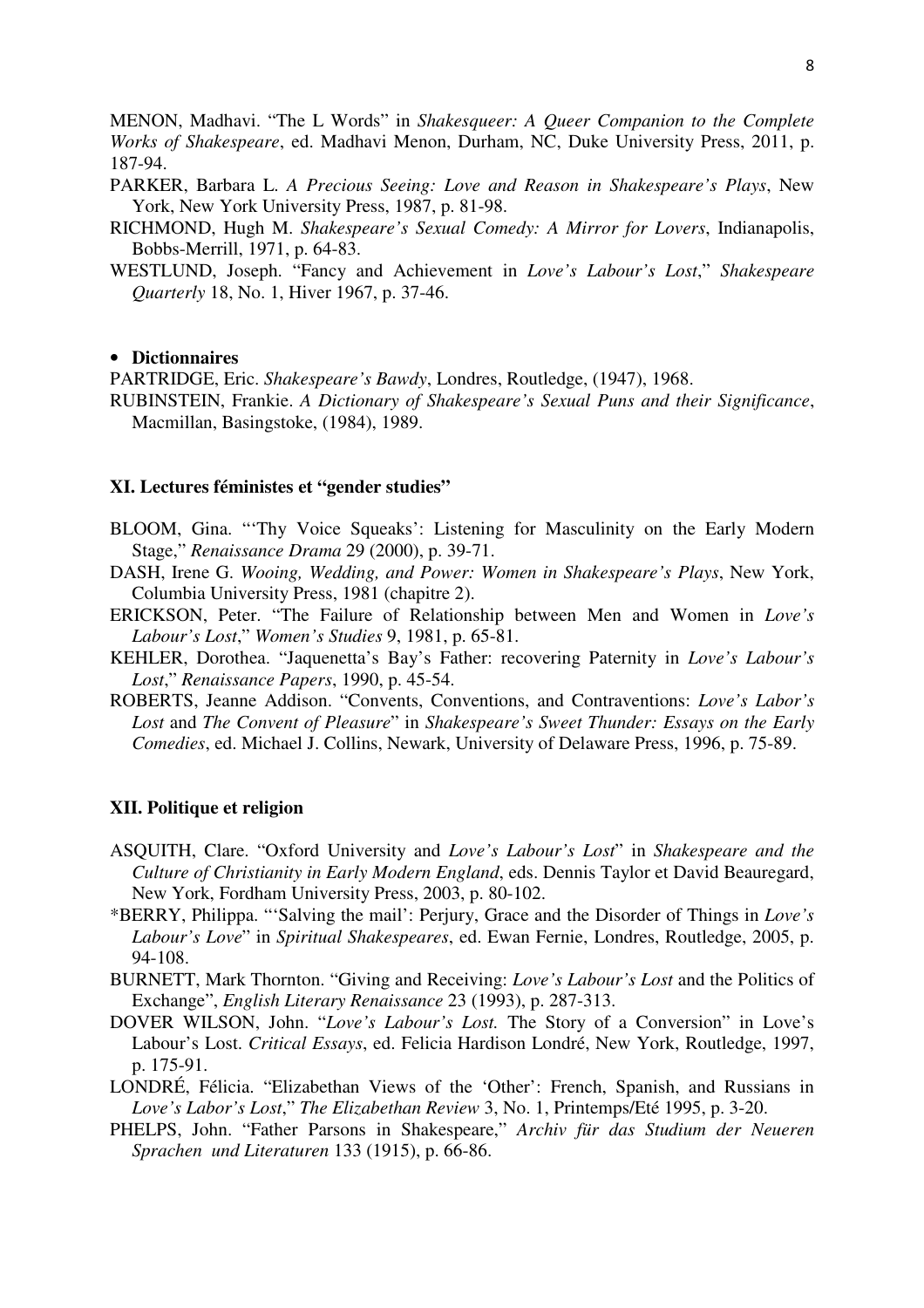MENON, Madhavi. "The L Words" in *Shakesqueer: A Queer Companion to the Complete Works of Shakespeare*, ed. Madhavi Menon, Durham, NC, Duke University Press, 2011, p. 187-94.

PARKER, Barbara L. *A Precious Seeing: Love and Reason in Shakespeare's Plays*, New York, New York University Press, 1987, p. 81-98.

RICHMOND, Hugh M. *Shakespeare's Sexual Comedy: A Mirror for Lovers*, Indianapolis, Bobbs-Merrill, 1971, p. 64-83.

WESTLUND, Joseph. "Fancy and Achievement in *Love's Labour's Lost*," *Shakespeare Quarterly* 18, No. 1, Hiver 1967, p. 37-46.

- **Dictionnaires**

PARTRIDGE, Eric. *Shakespeare's Bawdy*, Londres, Routledge, (1947), 1968.

RUBINSTEIN, Frankie. *A Dictionary of Shakespeare's Sexual Puns and their Significance*, Macmillan, Basingstoke, (1984), 1989.

### XI. Lectures féministes et "gender studies"

BLOOM, Gina. "'Thy Voice Squeaks': Listening for Masculinity on the Early Modern Stage," *Renaissance Drama* 29 (2000), p. 39-71.

DASH, Irene G. *Wooing, Wedding, and Power: Women in Shakespeare's Plays*, New York, Columbia University Press, 1981 (chapitre 2).

ERICKSON, Peter. "The Failure of Relationship between Men and Women in *Love's Labour's Lost*," *Women's Studies* 9, 1981, p. 65-81.

KEHLER, Dorothea. "Jaquenetta's Bay's Father: recovering Paternity in *Love's Labour's Lost*," *Renaissance Papers*, 1990, p. 45-54.

ROBERTS, Jeanne Addison. "Convents, Conventions, and Contraventions: *Love's Labor's Lost* and *The Convent of Pleasure*" in *Shakespeare's Sweet Thunder: Essays on the Early Comedies*, ed. Michael J. Collins, Newark, University of Delaware Press, 1996, p. 75-89.

### XII. Politique et religion

ASQUITH, Clare. "Oxford University and *Love's Labour's Lost*" in *Shakespeare and the Culture of Christianity in Early Modern England*, eds. Dennis Taylor et David Beauregard, New York, Fordham University Press, 2003, p. 80-102.

*BERRY, Philippa. "'Salving the mail': Perjury, Grace and the Disorder of Things in *Love's Labour's Love*" in *Spiritual Shakespeares*, ed. Ewan Fernie, Londres, Routledge, 2005, p. 94-108.

BURNETT, Mark Thornton. "Giving and Receiving: *Love's Labour's Lost* and the Politics of Exchange", *English Literary Renaissance* 23 (1993), p. 287-313.

DOVER WILSON, John. "*Love's Labour's Lost.* The Story of a Conversion" in Love's Labour's Lost. *Critical Essays*, ed. Felicia Hardison Londré, New York, Routledge, 1997, p. 175-91.

LONDRÉ, Félicia. "Elizabethan Views of the 'Other': French, Spanish, and Russians in *Love's Labor's Lost*," *The Elizabethan Review* 3, No. 1, Printemps/Eté 1995, p. 3-20.

PHELPS, John. "Father Parsons in Shakespeare," *Archiv für das Studium der Neueren Sprachen und Literaturen* 133 (1915), p. 66-86.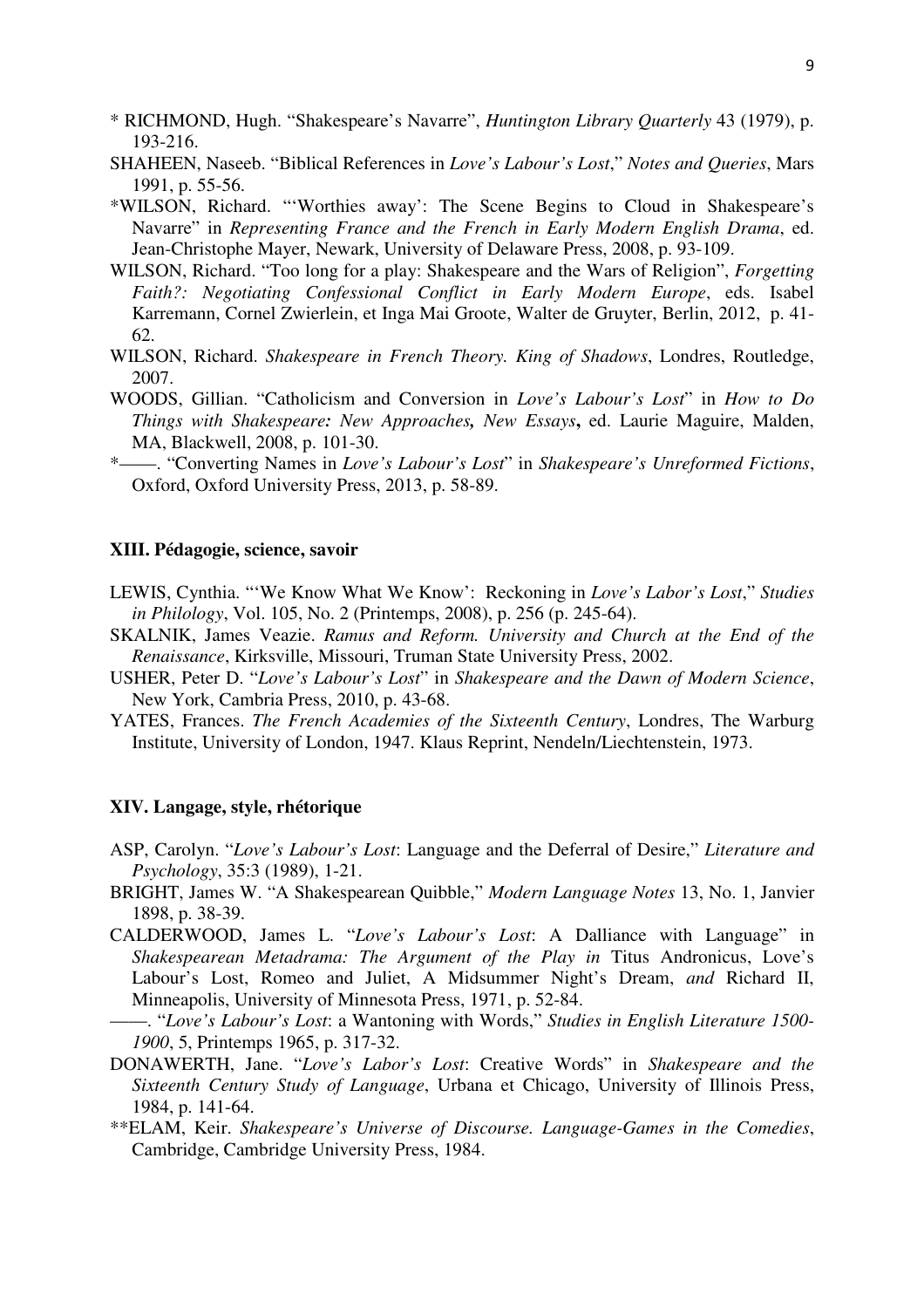\* RICHMOND, Hugh. "Shakespeare's Navarre", *Huntington Library Quarterly* 43 (1979), p. 193-216.

SHAHEEN, Naseeb. "Biblical References in *Love's Labour's Lost*," *Notes and Queries*, Mars 1991, p. 55-56.

\*WILSON, Richard. "'Worthies away': The Scene Begins to Cloud in Shakespeare's Navarre" in *Representing France and the French in Early Modern English Drama*, ed. Jean-Christophe Mayer, Newark, University of Delaware Press, 2008, p. 93-109.

WILSON, Richard. "Too long for a play: Shakespeare and the Wars of Religion", *Forgetting Faith?: Negotiating Confessional Conflict in Early Modern Europe*, eds. Isabel Karremann, Cornel Zwierlein, et Inga Mai Groote, Walter de Gruyter, Berlin, 2012, p. 41-62.

WILSON, Richard. *Shakespeare in French Theory. King of Shadows*, Londres, Routledge, 2007.

WOODS, Gillian. "Catholicism and Conversion in *Love's Labour's Lost*" in *How to Do Things with Shakespeare: New Approaches, New Essays*, ed. Laurie Maguire, Malden, MA, Blackwell, 2008, p. 101-30.

\*——. "Converting Names in *Love's Labour's Lost*" in *Shakespeare's Unreformed Fictions*, Oxford, Oxford University Press, 2013, p. 58-89.

## XIII. Pédagogie, science, savoir

LEWIS, Cynthia. "'We Know What We Know': Reckoning in *Love's Labor's Lost*," *Studies in Philology*, Vol. 105, No. 2 (Printemps, 2008), p. 256 (p. 245-64).

SKALNIK, James Veazie. *Ramus and Reform. University and Church at the End of the Renaissance*, Kirksville, Missouri, Truman State University Press, 2002.

USHER, Peter D. "*Love's Labour's Lost*" in *Shakespeare and the Dawn of Modern Science*, New York, Cambria Press, 2010, p. 43-68.

YATES, Frances. *The French Academies of the Sixteenth Century*, Londres, The Warburg Institute, University of London, 1947. Klaus Reprint, Nendeln/Liechtenstein, 1973.

## XIV. Langage, style, rhétorique

ASP, Carolyn. "*Love's Labour's Lost*: Language and the Deferral of Desire," *Literature and Psychology*, 35:3 (1989), 1-21.

BRIGHT, James W. "A Shakespearean Quibble," *Modern Language Notes* 13, No. 1, Janvier 1898, p. 38-39.

CALDERWOOD, James L. "*Love's Labour's Lost*: A Dalliance with Language" in *Shakespearean Metadrama: The Argument of the Play in* Titus Andronicus, Love's Labour's Lost, Romeo and Juliet, A Midsummer Night's Dream, *and* Richard II, Minneapolis, University of Minnesota Press, 1971, p. 52-84.

——. "*Love's Labour's Lost*: a Wantoning with Words," *Studies in English Literature 1500-1900*, 5, Printemps 1965, p. 317-32.

DONAWERTH, Jane. "*Love's Labor's Lost*: Creative Words" in *Shakespeare and the Sixteenth Century Study of Language*, Urbana et Chicago, University of Illinois Press, 1984, p. 141-64.

\*\*ELAM, Keir. *Shakespeare's Universe of Discourse. Language-Games in the Comedies*, Cambridge, Cambridge University Press, 1984.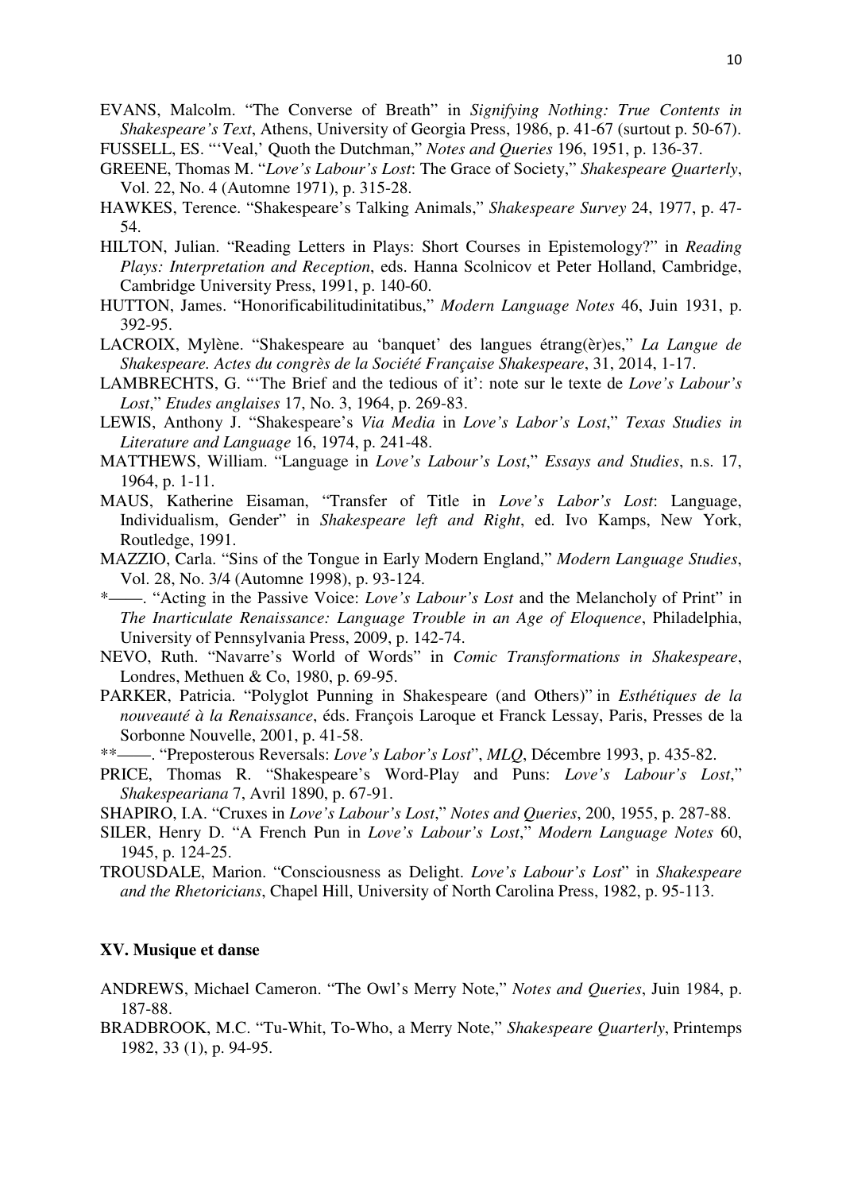EVANS, Malcolm. "The Converse of Breath" in *Signifying Nothing: True Contents in Shakespeare's Text*, Athens, University of Georgia Press, 1986, p. 41-67 (surtout p. 50-67).

FUSSELL, ES. "'Veal,' Quoth the Dutchman," *Notes and Queries* 196, 1951, p. 136-37.

GREENE, Thomas M. "*Love's Labour's Lost*: The Grace of Society," *Shakespeare Quarterly*, Vol. 22, No. 4 (Automne 1971), p. 315-28.

HAWKES, Terence. "Shakespeare's Talking Animals," *Shakespeare Survey* 24, 1977, p. 47-54.

HILTON, Julian. "Reading Letters in Plays: Short Courses in Epistemology?" in *Reading Plays: Interpretation and Reception*, eds. Hanna Scolnicov et Peter Holland, Cambridge, Cambridge University Press, 1991, p. 140-60.

HUTTON, James. "Honorificabilitudinitatibus," *Modern Language Notes* 46, Juin 1931, p. 392-95.

LACROIX, Mylène. "Shakespeare au 'banquet' des langues étrang(èr)es," *La Langue de Shakespeare. Actes du congrès de la Société Française Shakespeare*, 31, 2014, 1-17.

LAMBRECHTS, G. "'The Brief and the tedious of it': note sur le texte de *Love's Labour's Lost*," *Etudes anglaises* 17, No. 3, 1964, p. 269-83.

LEWIS, Anthony J. "Shakespeare's *Via Media* in *Love's Labor's Lost*," *Texas Studies in Literature and Language* 16, 1974, p. 241-48.

MATTHEWS, William. "Language in *Love's Labour's Lost*," *Essays and Studies*, n.s. 17, 1964, p. 1-11.

MAUS, Katherine Eisaman, "Transfer of Title in *Love's Labor's Lost*: Language, Individualism, Gender" in *Shakespeare left and Right*, ed. Ivo Kamps, New York, Routledge, 1991.

MAZZIO, Carla. "Sins of the Tongue in Early Modern England," *Modern Language Studies*, Vol. 28, No. 3/4 (Automne 1998), p. 93-124.

*——. "Acting in the Passive Voice: *Love's Labour's Lost* and the Melancholy of Print" in *The Inarticulate Renaissance: Language Trouble in an Age of Eloquence*, Philadelphia, University of Pennsylvania Press, 2009, p. 142-74.

NEVO, Ruth. "Navarre's World of Words" in *Comic Transformations in Shakespeare*, Londres, Methuen & Co, 1980, p. 69-95.

PARKER, Patricia. "Polyglot Punning in Shakespeare (and Others)" in *Esthétiques de la nouveauté à la Renaissance*, éds. François Laroque et Franck Lessay, Paris, Presses de la Sorbonne Nouvelle, 2001, p. 41-58.

**——. "Preposterous Reversals: *Love's Labor's Lost*", *MLQ*, Décembre 1993, p. 435-82.

PRICE, Thomas R. "Shakespeare's Word-Play and Puns: *Love's Labour's Lost*," *Shakespeariana* 7, Avril 1890, p. 67-91.

SHAPIRO, I.A. "Cruxes in *Love's Labour's Lost*," *Notes and Queries*, 200, 1955, p. 287-88.

SILER, Henry D. "A French Pun in *Love's Labour's Lost*," *Modern Language Notes* 60, 1945, p. 124-25.

TROUSDALE, Marion. "Consciousness as Delight. *Love's Labour's Lost*" in *Shakespeare and the Rhetoricians*, Chapel Hill, University of North Carolina Press, 1982, p. 95-113.

### XV. Musique et danse

ANDREWS, Michael Cameron. "The Owl's Merry Note," *Notes and Queries*, Juin 1984, p. 187-88.

BRADBROOK, M.C. "Tu-Whit, To-Who, a Merry Note," *Shakespeare Quarterly*, Printemps 1982, 33 (1), p. 94-95.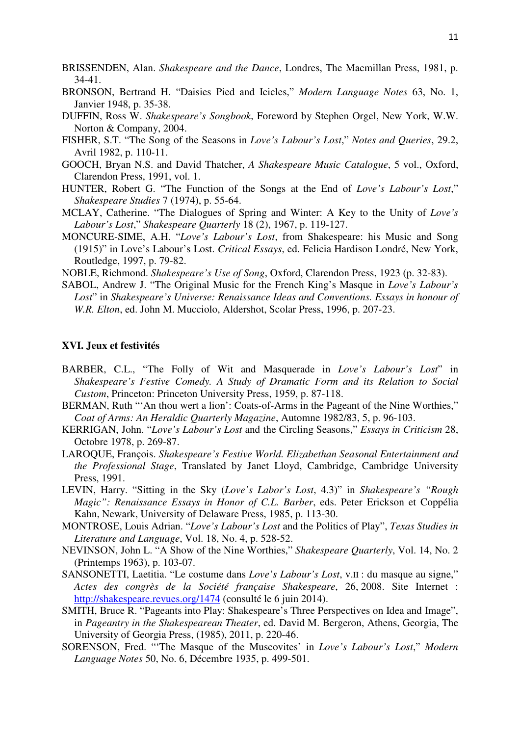BRISSENDEN, Alan. *Shakespeare and the Dance*, Londres, The Macmillan Press, 1981, p. 34-41.

BRONSON, Bertrand H. "Daisies Pied and Icicles," *Modern Language Notes* 63, No. 1, Janvier 1948, p. 35-38.

DUFFIN, Ross W. *Shakespeare's Songbook*, Foreword by Stephen Orgel, New York, W.W. Norton & Company, 2004.

FISHER, S.T. "The Song of the Seasons in *Love's Labour's Lost*," *Notes and Queries*, 29.2, Avril 1982, p. 110-11.

GOOCH, Bryan N.S. and David Thatcher, *A Shakespeare Music Catalogue*, 5 vol., Oxford, Clarendon Press, 1991, vol. 1.

HUNTER, Robert G. "The Function of the Songs at the End of *Love's Labour's Lost*," *Shakespeare Studies* 7 (1974), p. 55-64.

MCLAY, Catherine. "The Dialogues of Spring and Winter: A Key to the Unity of *Love's Labour's Lost*," *Shakespeare Quarterly* 18 (2), 1967, p. 119-127.

MONCURE-SIME, A.H. "*Love's Labour's Lost*, from Shakespeare: his Music and Song (1915)" in Love's Labour's Lost. *Critical Essays*, ed. Felicia Hardison Londré, New York, Routledge, 1997, p. 79-82.

NOBLE, Richmond. *Shakespeare's Use of Song*, Oxford, Clarendon Press, 1923 (p. 32-83).

SABOL, Andrew J. "The Original Music for the French King's Masque in *Love's Labour's Lost*" in *Shakespeare's Universe: Renaissance Ideas and Conventions. Essays in honour of W.R. Elton*, ed. John M. Mucciolo, Aldershot, Scolar Press, 1996, p. 207-23.

**XVI. Jeux et festivités**

BARBER, C.L., "The Folly of Wit and Masquerade in *Love's Labour's Lost*" in *Shakespeare's Festive Comedy. A Study of Dramatic Form and its Relation to Social Custom*, Princeton: Princeton University Press, 1959, p. 87-118.

BERMAN, Ruth "'An thou wert a lion': Coats-of-Arms in the Pageant of the Nine Worthies," *Coat of Arms: An Heraldic Quarterly Magazine*, Automne 1982/83, 5, p. 96-103.

KERRIGAN, John. "*Love's Labour's Lost* and the Circling Seasons," *Essays in Criticism* 28, Octobre 1978, p. 269-87.

LAROQUE, François. *Shakespeare's Festive World. Elizabethan Seasonal Entertainment and the Professional Stage*, Translated by Janet Lloyd, Cambridge, Cambridge University Press, 1991.

LEVIN, Harry. "Sitting in the Sky (*Love's Labor's Lost*, 4.3)" in *Shakespeare's "Rough Magic": Renaissance Essays in Honor of C.L. Barber*, eds. Peter Erickson et Coppélia Kahn, Newark, University of Delaware Press, 1985, p. 113-30.

MONTROSE, Louis Adrian. "*Love's Labour's Lost* and the Politics of Play", *Texas Studies in Literature and Language*, Vol. 18, No. 4, p. 528-52.

NEVINSON, John L. "A Show of the Nine Worthies," *Shakespeare Quarterly*, Vol. 14, No. 2 (Printemps 1963), p. 103-07.

SANSONETTI, Laetitia. "Le costume dans *Love's Labour's Lost*, V.II : du masque au signe," *Actes des congrès de la Société française Shakespeare*, 26, 2008. Site Internet : http://shakespeare.revues.org/1474 (consulté le 6 juin 2014).

SMITH, Bruce R. "Pageants into Play: Shakespeare's Three Perspectives on Idea and Image", in *Pageantry in the Shakespearean Theater*, ed. David M. Bergeron, Athens, Georgia, The University of Georgia Press, (1985), 2011, p. 220-46.

SORENSON, Fred. "'The Masque of the Muscovites' in *Love's Labour's Lost*," *Modern Language Notes* 50, No. 6, Décembre 1935, p. 499-501.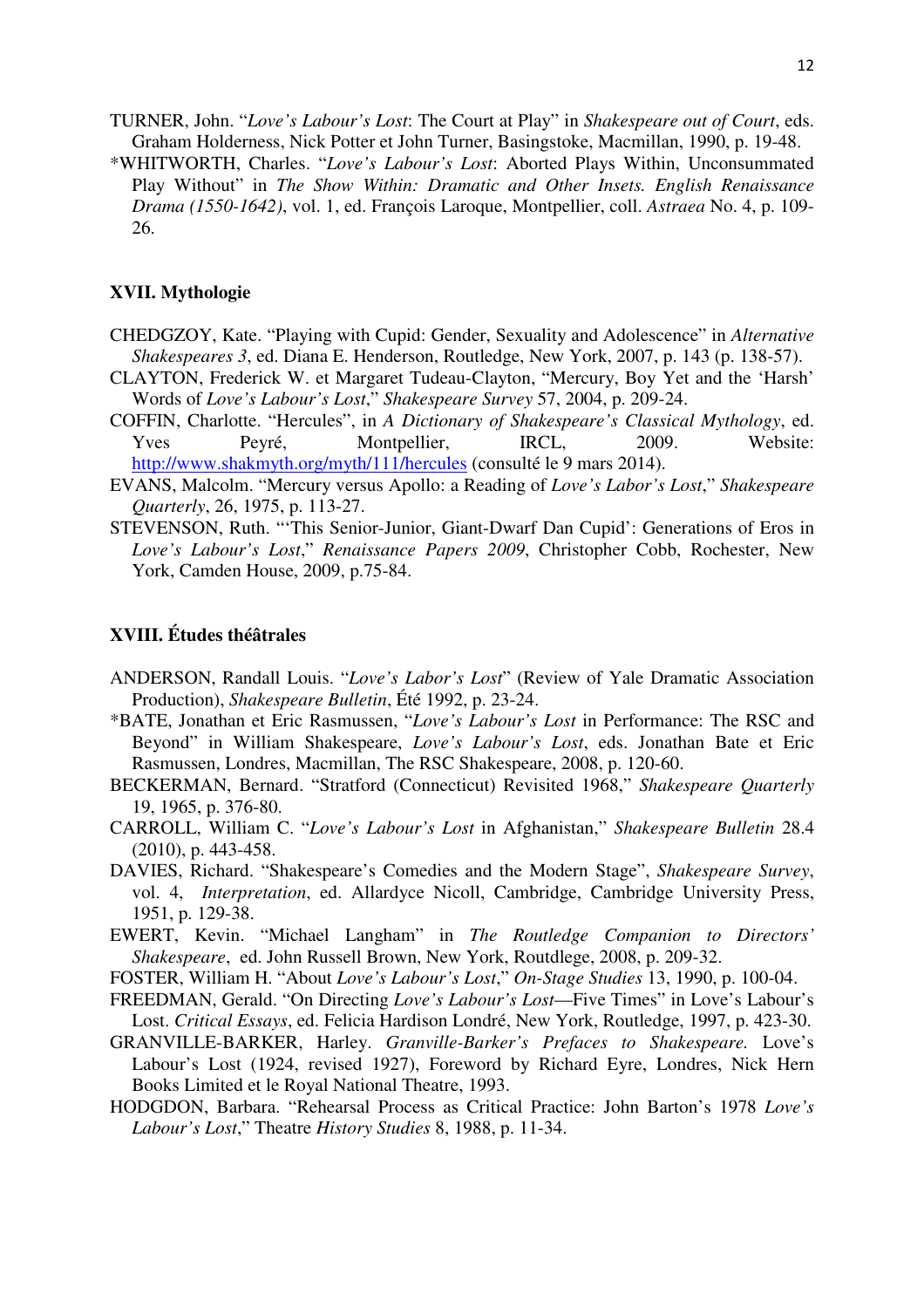TURNER, John. "*Love's Labour's Lost*: The Court at Play" in *Shakespeare out of Court*, eds. Graham Holderness, Nick Potter et John Turner, Basingstoke, Macmillan, 1990, p. 19-48.

*WHITWORTH, Charles. "*Love's Labour's Lost*: Aborted Plays Within, Unconsummated Play Without" in *The Show Within: Dramatic and Other Insets. English Renaissance Drama (1550-1642)*, vol. 1, ed. François Laroque, Montpellier, coll. *Astraea* No. 4, p. 109-26.

### XVII. Mythologie

CHEDGZOY, Kate. "Playing with Cupid: Gender, Sexuality and Adolescence" in *Alternative Shakespeares 3*, ed. Diana E. Henderson, Routledge, New York, 2007, p. 143 (p. 138-57).

CLAYTON, Frederick W. et Margaret Tudeau-Clayton, "Mercury, Boy Yet and the 'Harsh' Words of *Love's Labour's Lost*," *Shakespeare Survey* 57, 2004, p. 209-24.

COFFIN, Charlotte. "Hercules", in *A Dictionary of Shakespeare's Classical Mythology*, ed. Yves Peyré, Montpellier, IRCL, 2009. Website: http://www.shakmyth.org/myth/111/hercules (consulté le 9 mars 2014).

EVANS, Malcolm. "Mercury versus Apollo: a Reading of *Love's Labor's Lost*," *Shakespeare Quarterly*, 26, 1975, p. 113-27.

STEVENSON, Ruth. "'This Senior-Junior, Giant-Dwarf Dan Cupid': Generations of Eros in *Love's Labour's Lost*," *Renaissance Papers 2009*, Christopher Cobb, Rochester, New York, Camden House, 2009, p.75-84.

### XVIII. Études théâtrales

ANDERSON, Randall Louis. "*Love's Labor's Lost*" (Review of Yale Dramatic Association Production), *Shakespeare Bulletin*, Été 1992, p. 23-24.

*BATE, Jonathan et Eric Rasmussen, "*Love's Labour's Lost* in Performance: The RSC and Beyond" in William Shakespeare, *Love's Labour's Lost*, eds. Jonathan Bate et Eric Rasmussen, Londres, Macmillan, The RSC Shakespeare, 2008, p. 120-60.

BECKERMAN, Bernard. "Stratford (Connecticut) Revisited 1968," *Shakespeare Quarterly* 19, 1965, p. 376-80.

CARROLL, William C. "*Love's Labour's Lost* in Afghanistan," *Shakespeare Bulletin* 28.4 (2010), p. 443-458.

DAVIES, Richard. "Shakespeare's Comedies and the Modern Stage", *Shakespeare Survey*, vol. 4, *Interpretation*, ed. Allardyce Nicoll, Cambridge, Cambridge University Press, 1951, p. 129-38.

EWERT, Kevin. "Michael Langham" in *The Routledge Companion to Directors' Shakespeare*, ed. John Russell Brown, New York, Routdlege, 2008, p. 209-32.

FOSTER, William H. "About *Love's Labour's Lost*," *On-Stage Studies* 13, 1990, p. 100-04.

FREEDMAN, Gerald. "On Directing *Love's Labour's Lost*—Five Times" in Love's Labour's Lost. *Critical Essays*, ed. Felicia Hardison Londré, New York, Routledge, 1997, p. 423-30.

GRANVILLE-BARKER, Harley. *Granville-Barker's Prefaces to Shakespeare.* Love's Labour's Lost (1924, revised 1927), Foreword by Richard Eyre, Londres, Nick Hern Books Limited et le Royal National Theatre, 1993.

HODGDON, Barbara. "Rehearsal Process as Critical Practice: John Barton's 1978 *Love's Labour's Lost*," Theatre *History Studies* 8, 1988, p. 11-34.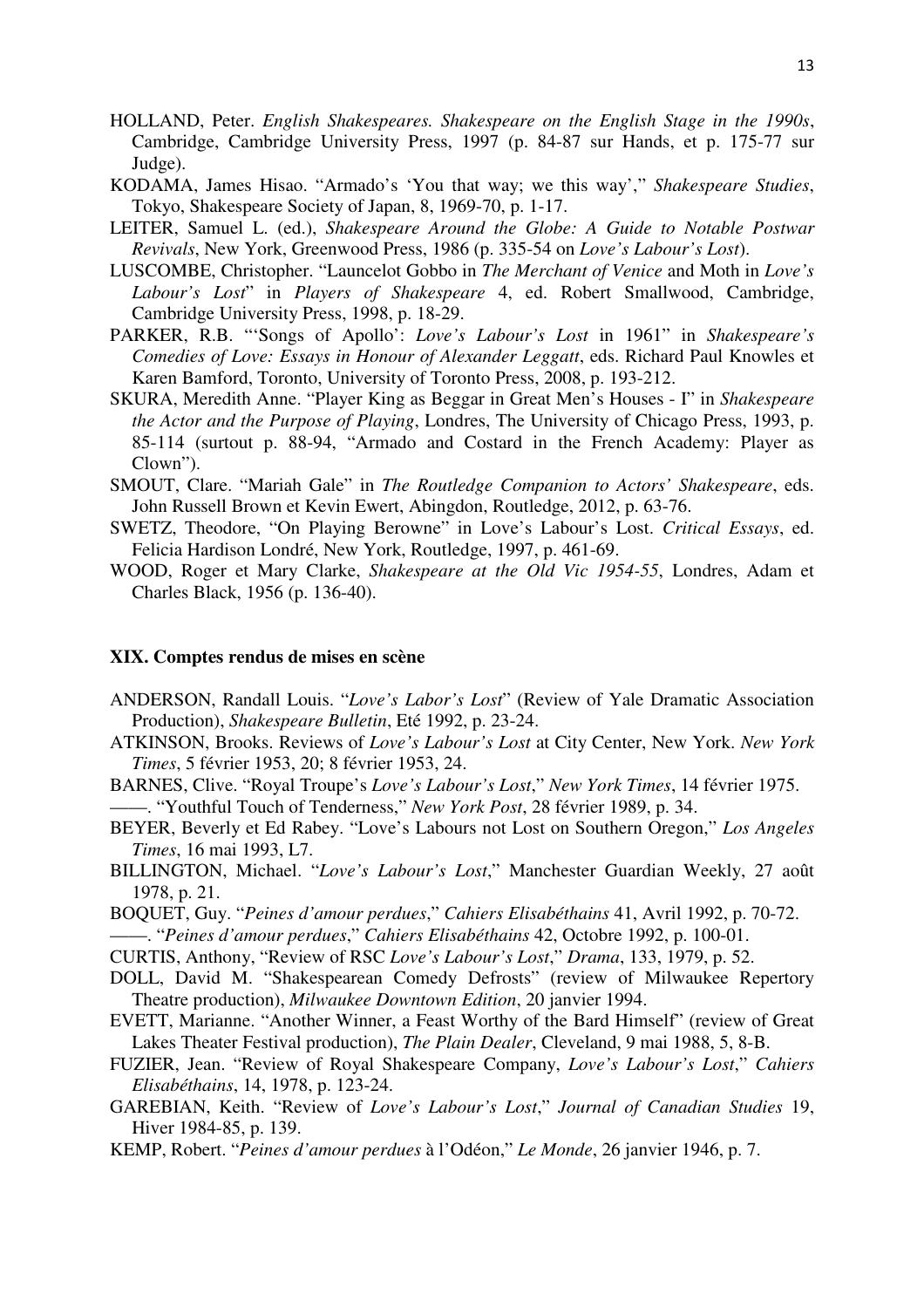HOLLAND, Peter. *English Shakespeares. Shakespeare on the English Stage in the 1990s*, Cambridge, Cambridge University Press, 1997 (p. 84-87 sur Hands, et p. 175-77 sur Judge).

KODAMA, James Hisao. "Armado's 'You that way; we this way'," *Shakespeare Studies*, Tokyo, Shakespeare Society of Japan, 8, 1969-70, p. 1-17.

LEITER, Samuel L. (ed.), *Shakespeare Around the Globe: A Guide to Notable Postwar Revivals*, New York, Greenwood Press, 1986 (p. 335-54 on *Love's Labour's Lost*).

LUSCOMBE, Christopher. "Launcelot Gobbo in *The Merchant of Venice* and Moth in *Love's Labour's Lost*" in *Players of Shakespeare* 4, ed. Robert Smallwood, Cambridge, Cambridge University Press, 1998, p. 18-29.

PARKER, R.B. "'Songs of Apollo': *Love's Labour's Lost* in 1961" in *Shakespeare's Comedies of Love: Essays in Honour of Alexander Leggatt*, eds. Richard Paul Knowles et Karen Bamford, Toronto, University of Toronto Press, 2008, p. 193-212.

SKURA, Meredith Anne. "Player King as Beggar in Great Men's Houses - I" in *Shakespeare the Actor and the Purpose of Playing*, Londres, The University of Chicago Press, 1993, p. 85-114 (surtout p. 88-94, "Armado and Costard in the French Academy: Player as Clown").

SMOUT, Clare. "Mariah Gale" in *The Routledge Companion to Actors' Shakespeare*, eds. John Russell Brown et Kevin Ewert, Abingdon, Routledge, 2012, p. 63-76.

SWETZ, Theodore, "On Playing Berowne" in Love's Labour's Lost. *Critical Essays*, ed. Felicia Hardison Londré, New York, Routledge, 1997, p. 461-69.

WOOD, Roger et Mary Clarke, *Shakespeare at the Old Vic 1954-55*, Londres, Adam et Charles Black, 1956 (p. 136-40).

## XIX. Comptes rendus de mises en scène

ANDERSON, Randall Louis. "*Love's Labor's Lost*" (Review of Yale Dramatic Association Production), *Shakespeare Bulletin*, Eté 1992, p. 23-24.

ATKINSON, Brooks. Reviews of *Love's Labour's Lost* at City Center, New York. *New York Times*, 5 février 1953, 20; 8 février 1953, 24.

BARNES, Clive. "Royal Troupe's *Love's Labour's Lost*," *New York Times*, 14 février 1975.

——. "Youthful Touch of Tenderness," *New York Post*, 28 février 1989, p. 34.

BEYER, Beverly et Ed Rabey. "Love's Labours not Lost on Southern Oregon," *Los Angeles Times*, 16 mai 1993, L7.

BILLINGTON, Michael. "*Love's Labour's Lost*," Manchester Guardian Weekly, 27 août 1978, p. 21.

BOQUET, Guy. "*Peines d'amour perdues*," *Cahiers Elisabéthains* 41, Avril 1992, p. 70-72.

——. "*Peines d'amour perdues*," *Cahiers Elisabéthains* 42, Octobre 1992, p. 100-01.

CURTIS, Anthony, "Review of RSC *Love's Labour's Lost*," *Drama*, 133, 1979, p. 52.

DOLL, David M. "Shakespearean Comedy Defrosts" (review of Milwaukee Repertory Theatre production), *Milwaukee Downtown Edition*, 20 janvier 1994.

EVETT, Marianne. "Another Winner, a Feast Worthy of the Bard Himself" (review of Great Lakes Theater Festival production), *The Plain Dealer*, Cleveland, 9 mai 1988, 5, 8-B.

FUZIER, Jean. "Review of Royal Shakespeare Company, *Love's Labour's Lost*," *Cahiers Elisabéthains*, 14, 1978, p. 123-24.

GAREBIAN, Keith. "Review of *Love's Labour's Lost*," *Journal of Canadian Studies* 19, Hiver 1984-85, p. 139.

KEMP, Robert. "*Peines d'amour perdues* à l'Odéon," *Le Monde*, 26 janvier 1946, p. 7.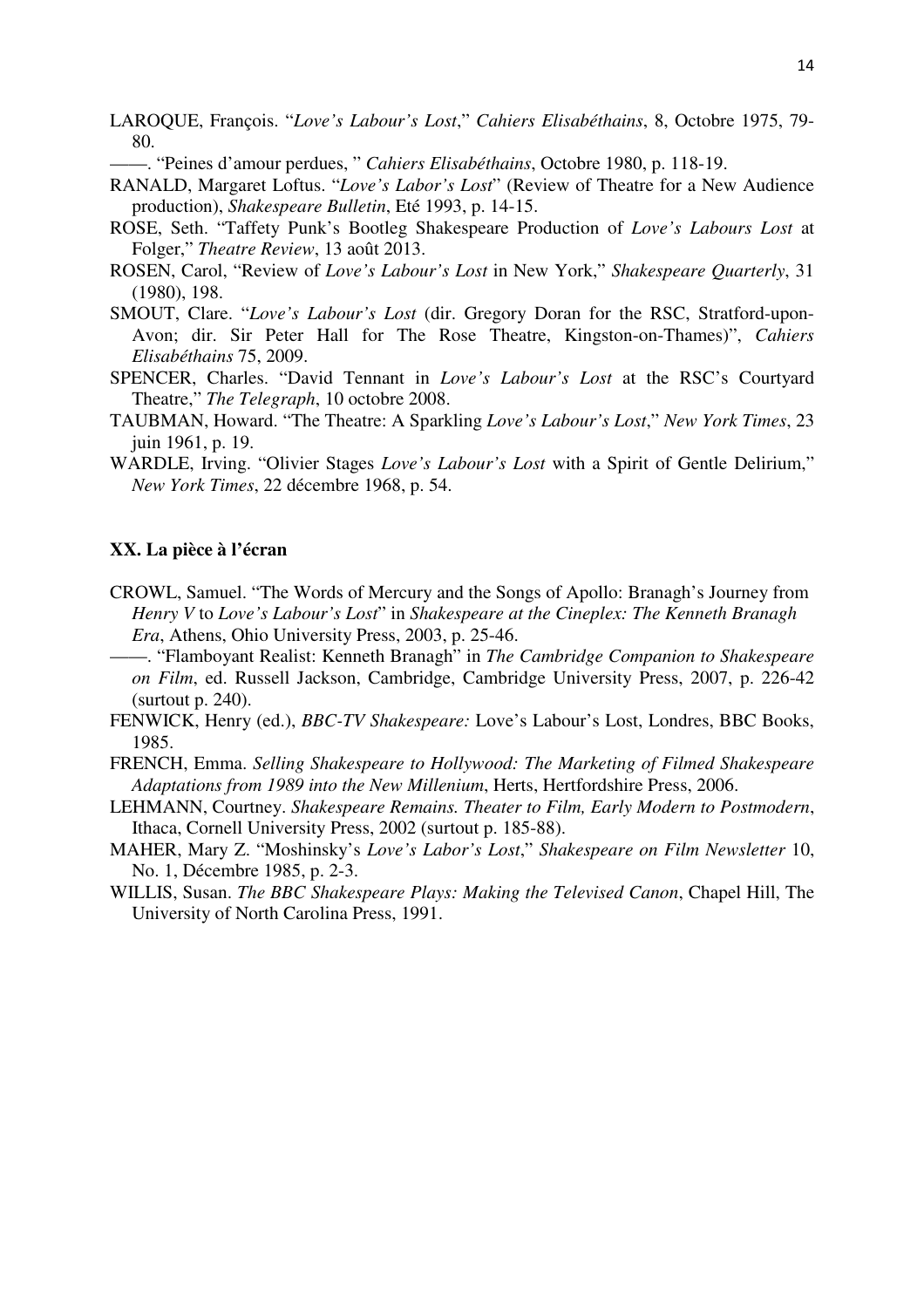LAROQUE, François. "*Love's Labour's Lost*," *Cahiers Elisabéthains*, 8, Octobre 1975, 79-80.

——. "Peines d'amour perdues, " *Cahiers Elisabéthains*, Octobre 1980, p. 118-19.

RANALD, Margaret Loftus. "*Love's Labor's Lost*" (Review of Theatre for a New Audience production), *Shakespeare Bulletin*, Eté 1993, p. 14-15.

ROSE, Seth. "Taffety Punk's Bootleg Shakespeare Production of *Love's Labours Lost* at Folger," *Theatre Review*, 13 août 2013.

ROSEN, Carol, "Review of *Love's Labour's Lost* in New York," *Shakespeare Quarterly*, 31 (1980), 198.

SMOUT, Clare. "*Love's Labour's Lost* (dir. Gregory Doran for the RSC, Stratford-upon-Avon; dir. Sir Peter Hall for The Rose Theatre, Kingston-on-Thames)", *Cahiers Elisabéthains* 75, 2009.

SPENCER, Charles. "David Tennant in *Love's Labour's Lost* at the RSC's Courtyard Theatre," *The Telegraph*, 10 octobre 2008.

TAUBMAN, Howard. "The Theatre: A Sparkling *Love's Labour's Lost*," *New York Times*, 23 juin 1961, p. 19.

WARDLE, Irving. "Olivier Stages *Love's Labour's Lost* with a Spirit of Gentle Delirium," *New York Times*, 22 décembre 1968, p. 54.

### XX. La pièce à l'écran

CROWL, Samuel. "The Words of Mercury and the Songs of Apollo: Branagh's Journey from *Henry V* to *Love's Labour's Lost*" in *Shakespeare at the Cineplex: The Kenneth Branagh Era*, Athens, Ohio University Press, 2003, p. 25-46.

——. "Flamboyant Realist: Kenneth Branagh" in *The Cambridge Companion to Shakespeare on Film*, ed. Russell Jackson, Cambridge, Cambridge University Press, 2007, p. 226-42 (surtout p. 240).

FENWICK, Henry (ed.), *BBC-TV Shakespeare:* Love's Labour's Lost, Londres, BBC Books, 1985.

FRENCH, Emma. *Selling Shakespeare to Hollywood: The Marketing of Filmed Shakespeare Adaptations from 1989 into the New Millenium*, Herts, Hertfordshire Press, 2006.

LEHMANN, Courtney. *Shakespeare Remains. Theater to Film, Early Modern to Postmodern*, Ithaca, Cornell University Press, 2002 (surtout p. 185-88).

MAHER, Mary Z. "Moshinsky's *Love's Labor's Lost*," *Shakespeare on Film Newsletter* 10, No. 1, Décembre 1985, p. 2-3.

WILLIS, Susan. *The BBC Shakespeare Plays: Making the Televised Canon*, Chapel Hill, The University of North Carolina Press, 1991.